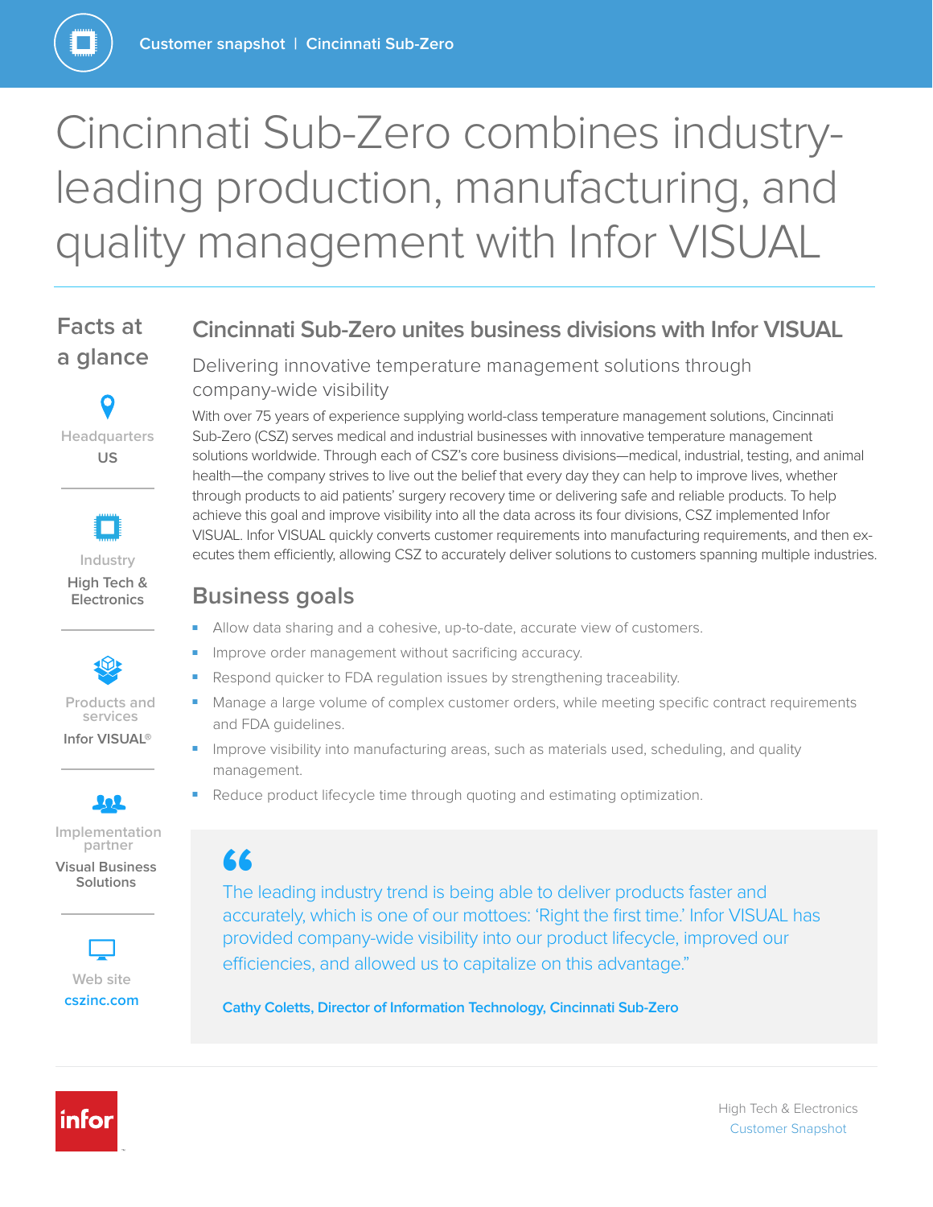Customer snapshot | Cincinnati Sub-Zero

# Cincinnati Sub-Zero combines industry-leading production, manufacturing, and quality management with Infor VISUAL

## Facts at a glance

**Headquarters**
US

**Industry**
High Tech & Electronics

**Products and services**
Infor VISUAL®

**Implementation partner**
Visual Business Solutions

**Web site**
cszinc.com

## Cincinnati Sub-Zero unites business divisions with Infor VISUAL

### Delivering innovative temperature management solutions through company-wide visibility

With over 75 years of experience supplying world-class temperature management solutions, Cincinnati Sub-Zero (CSZ) serves medical and industrial businesses with innovative temperature management solutions worldwide. Through each of CSZ's core business divisions—medical, industrial, testing, and animal health—the company strives to live out the belief that every day they can help to improve lives, whether through products to aid patients' surgery recovery time or delivering safe and reliable products. To help achieve this goal and improve visibility into all the data across its four divisions, CSZ implemented Infor VISUAL. Infor VISUAL quickly converts customer requirements into manufacturing requirements, and then executes them efficiently, allowing CSZ to accurately deliver solutions to customers spanning multiple industries.

## Business goals

- Allow data sharing and a cohesive, up-to-date, accurate view of customers.
- Improve order management without sacrificing accuracy.
- Respond quicker to FDA regulation issues by strengthening traceability.
- Manage a large volume of complex customer orders, while meeting specific contract requirements and FDA guidelines.
- Improve visibility into manufacturing areas, such as materials used, scheduling, and quality management.
- Reduce product lifecycle time through quoting and estimating optimization.

> "The leading industry trend is being able to deliver products faster and accurately, which is one of our mottoes: 'Right the first time.' Infor VISUAL has provided company-wide visibility into our product lifecycle, improved our efficiencies, and allowed us to capitalize on this advantage."
>
> **Cathy Coletts, Director of Information Technology, Cincinnati Sub-Zero**

infor

High Tech & Electronics
Customer Snapshot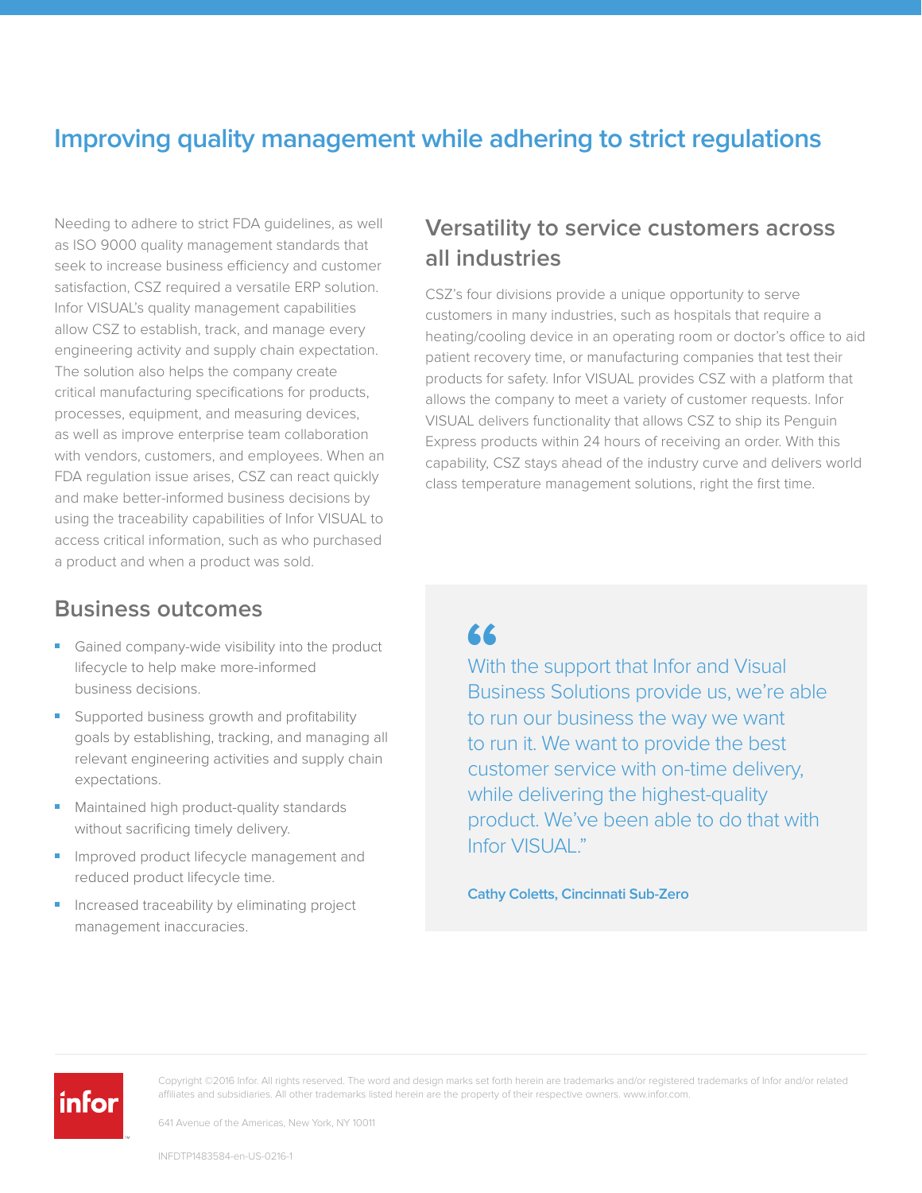## Improving quality management while adhering to strict regulations

Needing to adhere to strict FDA guidelines, as well as ISO 9000 quality management standards that seek to increase business efficiency and customer satisfaction, CSZ required a versatile ERP solution. Infor VISUAL's quality management capabilities allow CSZ to establish, track, and manage every engineering activity and supply chain expectation. The solution also helps the company create critical manufacturing specifications for products, processes, equipment, and measuring devices, as well as improve enterprise team collaboration with vendors, customers, and employees. When an FDA regulation issue arises, CSZ can react quickly and make better-informed business decisions by using the traceability capabilities of Infor VISUAL to access critical information, such as who purchased a product and when a product was sold.

### Business outcomes

- Gained company-wide visibility into the product lifecycle to help make more-informed business decisions.
- Supported business growth and profitability goals by establishing, tracking, and managing all relevant engineering activities and supply chain expectations.
- Maintained high product-quality standards without sacrificing timely delivery.
- Improved product lifecycle management and reduced product lifecycle time.
- Increased traceability by eliminating project management inaccuracies.

### Versatility to service customers across all industries

CSZ's four divisions provide a unique opportunity to serve customers in many industries, such as hospitals that require a heating/cooling device in an operating room or doctor's office to aid patient recovery time, or manufacturing companies that test their products for safety. Infor VISUAL provides CSZ with a platform that allows the company to meet a variety of customer requests. Infor VISUAL delivers functionality that allows CSZ to ship its Penguin Express products within 24 hours of receiving an order. With this capability, CSZ stays ahead of the industry curve and delivers world class temperature management solutions, right the first time.

> "With the support that Infor and Visual Business Solutions provide us, we're able to run our business the way we want to run it. We want to provide the best customer service with on-time delivery, while delivering the highest-quality product. We've been able to do that with Infor VISUAL."
>
> **Cathy Coletts, Cincinnati Sub-Zero**

infor

Copyright ©2016 Infor. All rights reserved. The word and design marks set forth herein are trademarks and/or registered trademarks of Infor and/or related affiliates and subsidiaries. All other trademarks listed herein are the property of their respective owners. www.infor.com.

641 Avenue of the Americas, New York, NY 10011

INFDTP1483584-en-US-0216-1